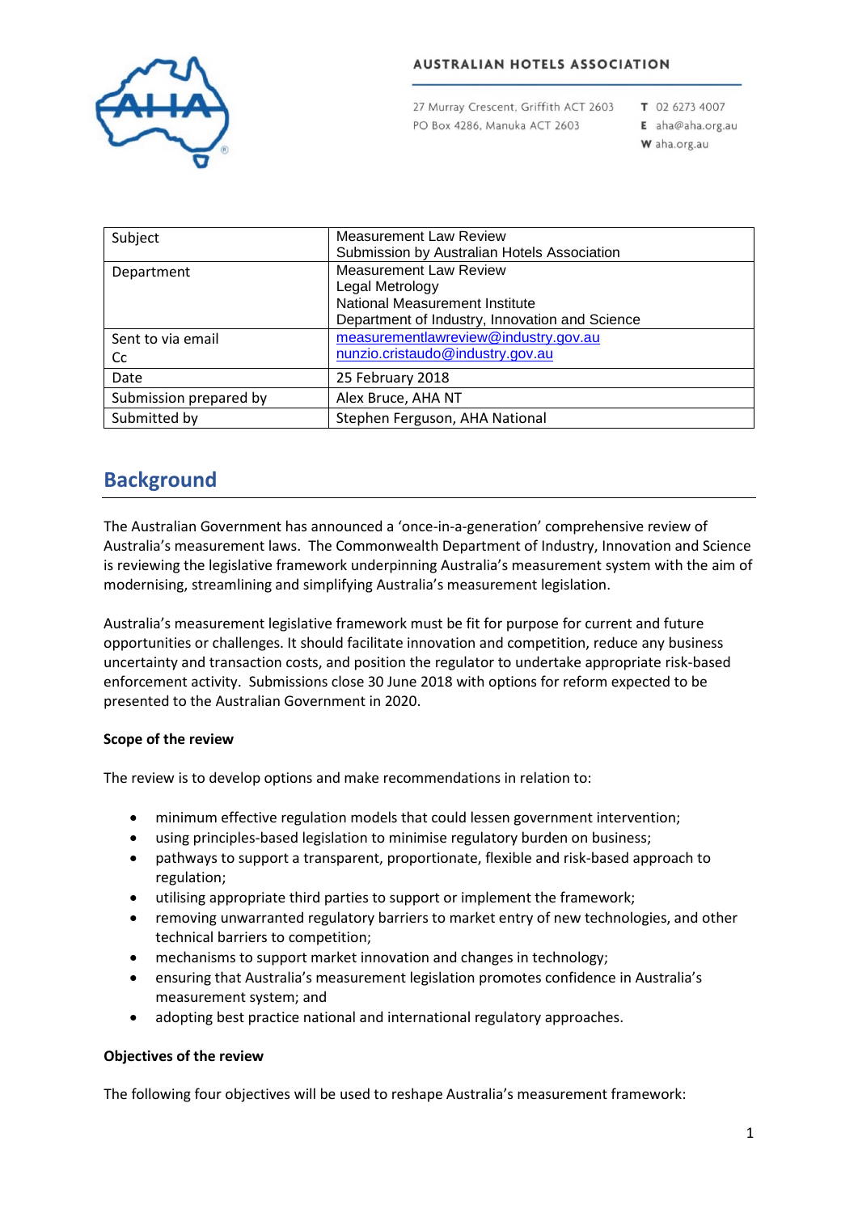**AUSTRALIAN HOTELS ASSOCIATION**

27 Murray Crescent, Griffith ACT 2603
PO Box 4286, Manuka ACT 2603

**T** 02 6273 4007
**E** aha@aha.org.au
**W** aha.org.au

| Subject | Measurement Law Review<br>Submission by Australian Hotels Association |
|---|---|
| Department | Measurement Law Review<br>Legal Metrology<br>National Measurement Institute<br>Department of Industry, Innovation and Science |
| Sent to via email<br>Cc | measurementlawreview@industry.gov.au<br>nunzio.cristaudo@industry.gov.au |
| Date | 25 February 2018 |
| Submission prepared by | Alex Bruce, AHA NT |
| Submitted by | Stephen Ferguson, AHA National |

## Background

The Australian Government has announced a 'once-in-a-generation' comprehensive review of Australia's measurement laws. The Commonwealth Department of Industry, Innovation and Science is reviewing the legislative framework underpinning Australia's measurement system with the aim of modernising, streamlining and simplifying Australia's measurement legislation.

Australia's measurement legislative framework must be fit for purpose for current and future opportunities or challenges. It should facilitate innovation and competition, reduce any business uncertainty and transaction costs, and position the regulator to undertake appropriate risk-based enforcement activity. Submissions close 30 June 2018 with options for reform expected to be presented to the Australian Government in 2020.

**Scope of the review**

The review is to develop options and make recommendations in relation to:

- minimum effective regulation models that could lessen government intervention;
- using principles-based legislation to minimise regulatory burden on business;
- pathways to support a transparent, proportionate, flexible and risk-based approach to regulation;
- utilising appropriate third parties to support or implement the framework;
- removing unwarranted regulatory barriers to market entry of new technologies, and other technical barriers to competition;
- mechanisms to support market innovation and changes in technology;
- ensuring that Australia's measurement legislation promotes confidence in Australia's measurement system; and
- adopting best practice national and international regulatory approaches.

**Objectives of the review**

The following four objectives will be used to reshape Australia's measurement framework: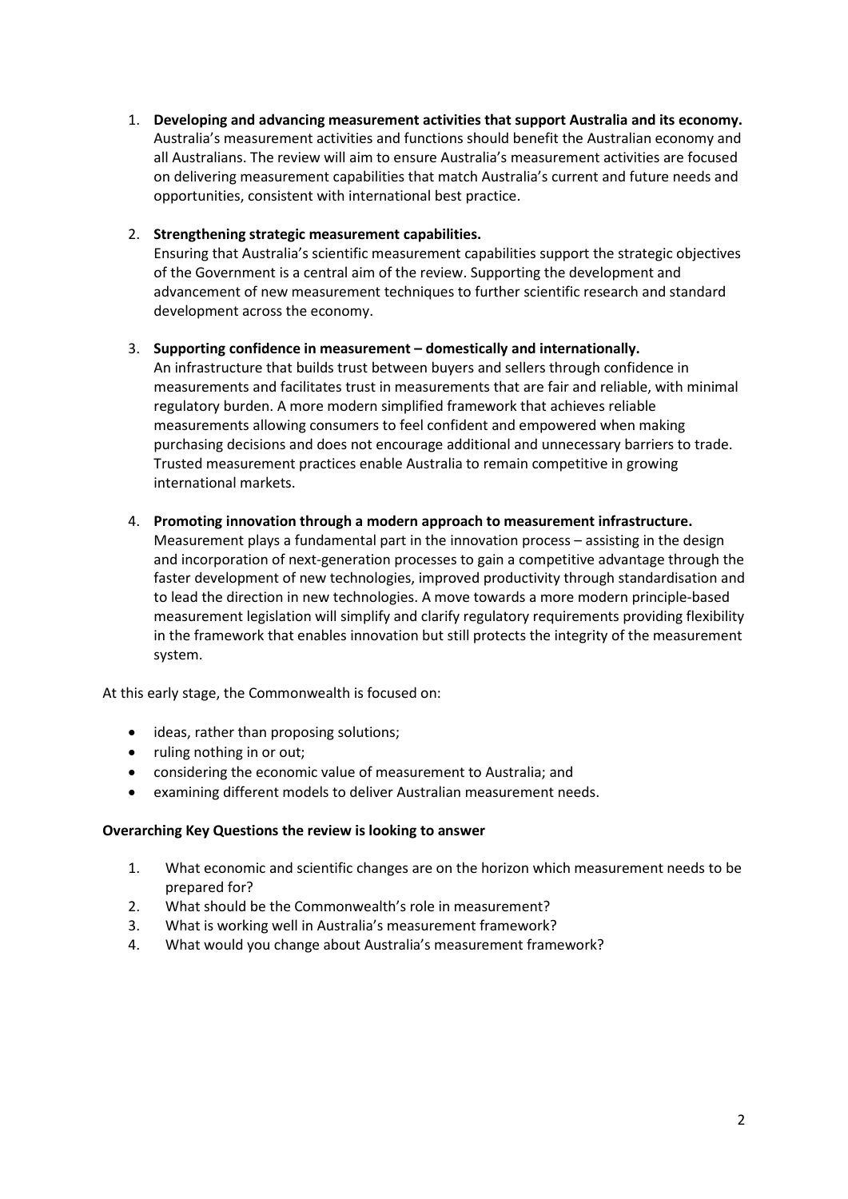1. **Developing and advancing measurement activities that support Australia and its economy.** Australia's measurement activities and functions should benefit the Australian economy and all Australians. The review will aim to ensure Australia's measurement activities are focused on delivering measurement capabilities that match Australia's current and future needs and opportunities, consistent with international best practice.

2. **Strengthening strategic measurement capabilities.**
Ensuring that Australia's scientific measurement capabilities support the strategic objectives of the Government is a central aim of the review. Supporting the development and advancement of new measurement techniques to further scientific research and standard development across the economy.

3. **Supporting confidence in measurement – domestically and internationally.**
An infrastructure that builds trust between buyers and sellers through confidence in measurements and facilitates trust in measurements that are fair and reliable, with minimal regulatory burden. A more modern simplified framework that achieves reliable measurements allowing consumers to feel confident and empowered when making purchasing decisions and does not encourage additional and unnecessary barriers to trade. Trusted measurement practices enable Australia to remain competitive in growing international markets.

4. **Promoting innovation through a modern approach to measurement infrastructure.**
Measurement plays a fundamental part in the innovation process – assisting in the design and incorporation of next-generation processes to gain a competitive advantage through the faster development of new technologies, improved productivity through standardisation and to lead the direction in new technologies. A move towards a more modern principle-based measurement legislation will simplify and clarify regulatory requirements providing flexibility in the framework that enables innovation but still protects the integrity of the measurement system.

At this early stage, the Commonwealth is focused on:

- ideas, rather than proposing solutions;
- ruling nothing in or out;
- considering the economic value of measurement to Australia; and
- examining different models to deliver Australian measurement needs.

**Overarching Key Questions the review is looking to answer**

1. What economic and scientific changes are on the horizon which measurement needs to be prepared for?
2. What should be the Commonwealth's role in measurement?
3. What is working well in Australia's measurement framework?
4. What would you change about Australia's measurement framework?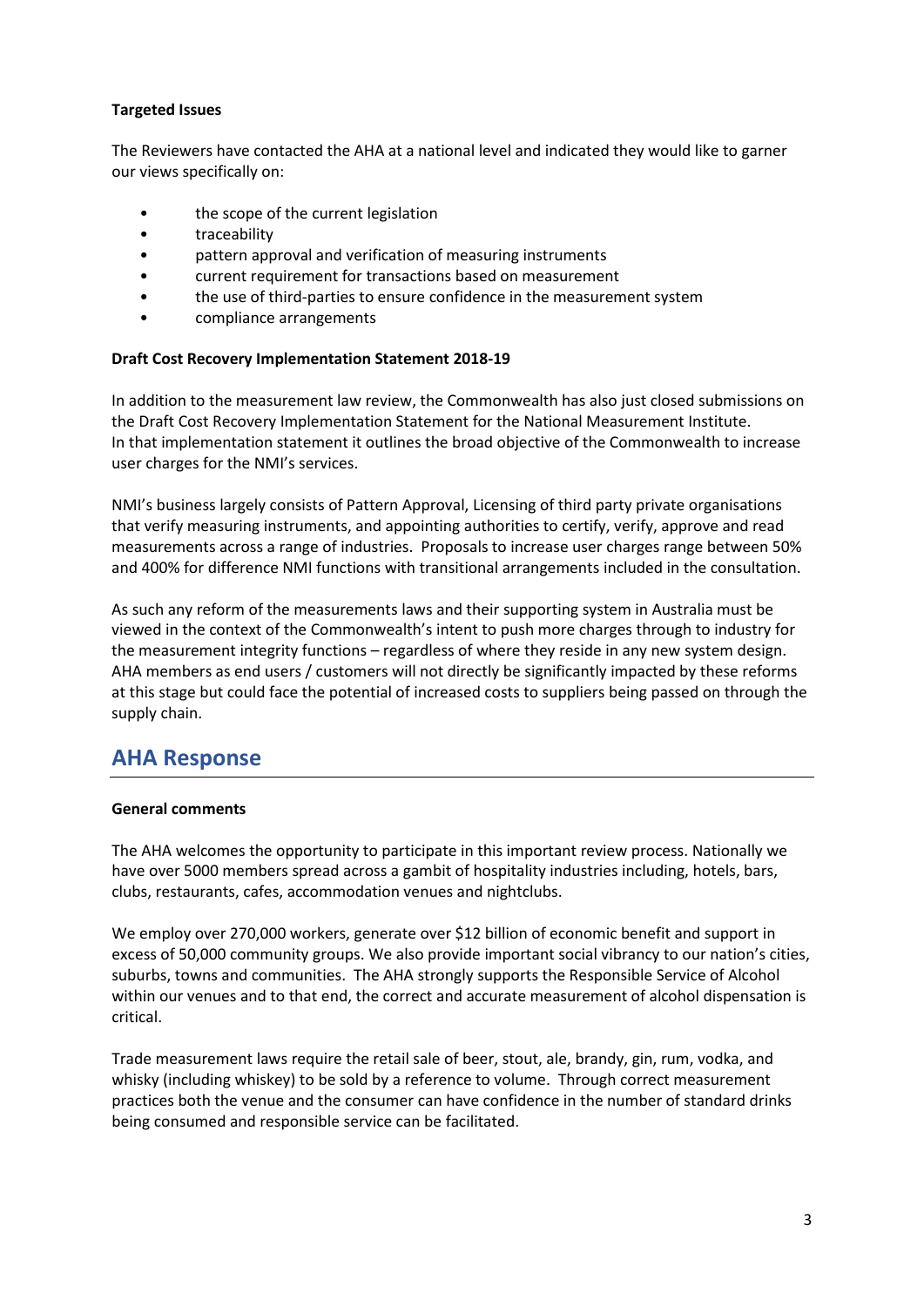**Targeted Issues**

The Reviewers have contacted the AHA at a national level and indicated they would like to garner our views specifically on:

- the scope of the current legislation
- traceability
- pattern approval and verification of measuring instruments
- current requirement for transactions based on measurement
- the use of third-parties to ensure confidence in the measurement system
- compliance arrangements

**Draft Cost Recovery Implementation Statement 2018-19**

In addition to the measurement law review, the Commonwealth has also just closed submissions on the Draft Cost Recovery Implementation Statement for the National Measurement Institute.
In that implementation statement it outlines the broad objective of the Commonwealth to increase user charges for the NMI's services.

NMI's business largely consists of Pattern Approval, Licensing of third party private organisations that verify measuring instruments, and appointing authorities to certify, verify, approve and read measurements across a range of industries. Proposals to increase user charges range between 50% and 400% for difference NMI functions with transitional arrangements included in the consultation.

As such any reform of the measurements laws and their supporting system in Australia must be viewed in the context of the Commonwealth's intent to push more charges through to industry for the measurement integrity functions – regardless of where they reside in any new system design. AHA members as end users / customers will not directly be significantly impacted by these reforms at this stage but could face the potential of increased costs to suppliers being passed on through the supply chain.

## AHA Response

**General comments**

The AHA welcomes the opportunity to participate in this important review process. Nationally we have over 5000 members spread across a gambit of hospitality industries including, hotels, bars, clubs, restaurants, cafes, accommodation venues and nightclubs.

We employ over 270,000 workers, generate over $12 billion of economic benefit and support in excess of 50,000 community groups. We also provide important social vibrancy to our nation's cities, suburbs, towns and communities. The AHA strongly supports the Responsible Service of Alcohol within our venues and to that end, the correct and accurate measurement of alcohol dispensation is critical.

Trade measurement laws require the retail sale of beer, stout, ale, brandy, gin, rum, vodka, and whisky (including whiskey) to be sold by a reference to volume. Through correct measurement practices both the venue and the consumer can have confidence in the number of standard drinks being consumed and responsible service can be facilitated.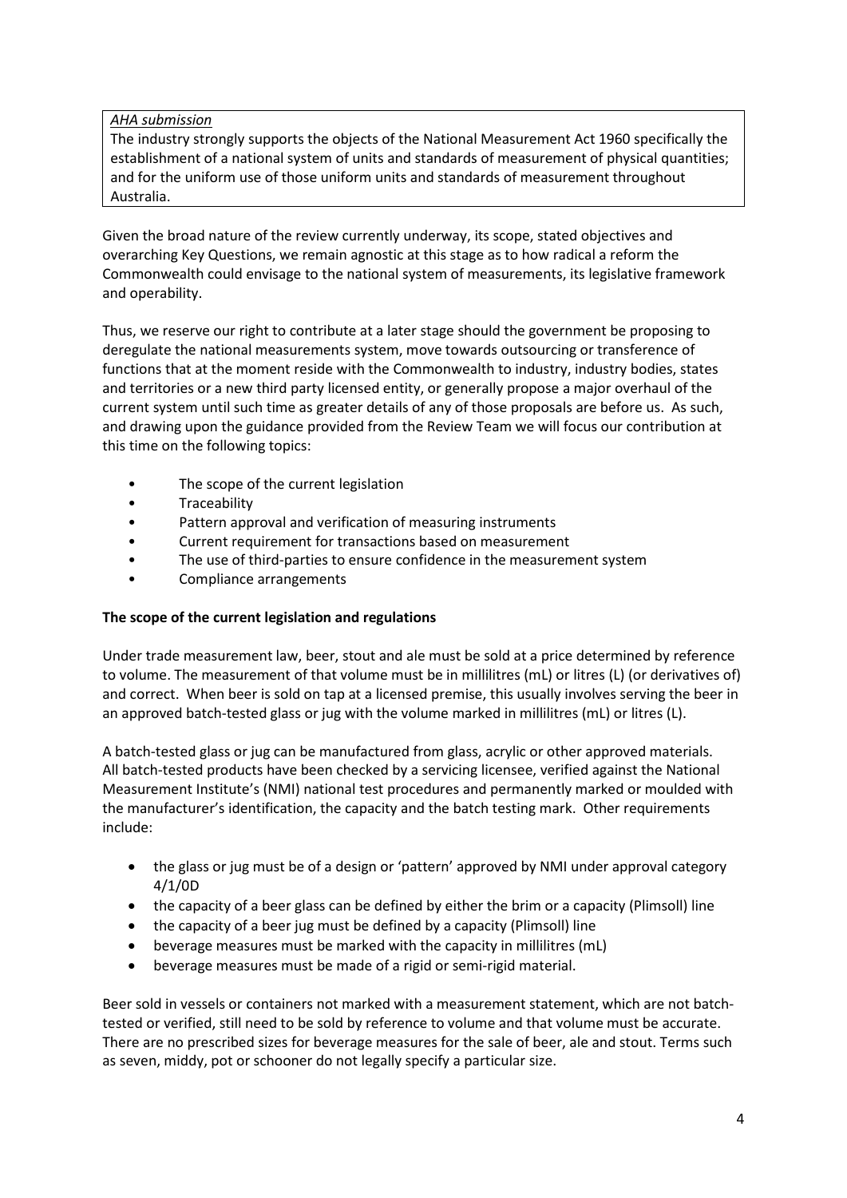*AHA submission*

The industry strongly supports the objects of the National Measurement Act 1960 specifically the establishment of a national system of units and standards of measurement of physical quantities; and for the uniform use of those uniform units and standards of measurement throughout Australia.

Given the broad nature of the review currently underway, its scope, stated objectives and overarching Key Questions, we remain agnostic at this stage as to how radical a reform the Commonwealth could envisage to the national system of measurements, its legislative framework and operability.

Thus, we reserve our right to contribute at a later stage should the government be proposing to deregulate the national measurements system, move towards outsourcing or transference of functions that at the moment reside with the Commonwealth to industry, industry bodies, states and territories or a new third party licensed entity, or generally propose a major overhaul of the current system until such time as greater details of any of those proposals are before us. As such, and drawing upon the guidance provided from the Review Team we will focus our contribution at this time on the following topics:

- The scope of the current legislation
- Traceability
- Pattern approval and verification of measuring instruments
- Current requirement for transactions based on measurement
- The use of third-parties to ensure confidence in the measurement system
- Compliance arrangements

**The scope of the current legislation and regulations**

Under trade measurement law, beer, stout and ale must be sold at a price determined by reference to volume. The measurement of that volume must be in millilitres (mL) or litres (L) (or derivatives of) and correct. When beer is sold on tap at a licensed premise, this usually involves serving the beer in an approved batch-tested glass or jug with the volume marked in millilitres (mL) or litres (L).

A batch-tested glass or jug can be manufactured from glass, acrylic or other approved materials. All batch-tested products have been checked by a servicing licensee, verified against the National Measurement Institute's (NMI) national test procedures and permanently marked or moulded with the manufacturer's identification, the capacity and the batch testing mark. Other requirements include:

- the glass or jug must be of a design or 'pattern' approved by NMI under approval category 4/1/0D
- the capacity of a beer glass can be defined by either the brim or a capacity (Plimsoll) line
- the capacity of a beer jug must be defined by a capacity (Plimsoll) line
- beverage measures must be marked with the capacity in millilitres (mL)
- beverage measures must be made of a rigid or semi-rigid material.

Beer sold in vessels or containers not marked with a measurement statement, which are not batch-tested or verified, still need to be sold by reference to volume and that volume must be accurate. There are no prescribed sizes for beverage measures for the sale of beer, ale and stout. Terms such as seven, middy, pot or schooner do not legally specify a particular size.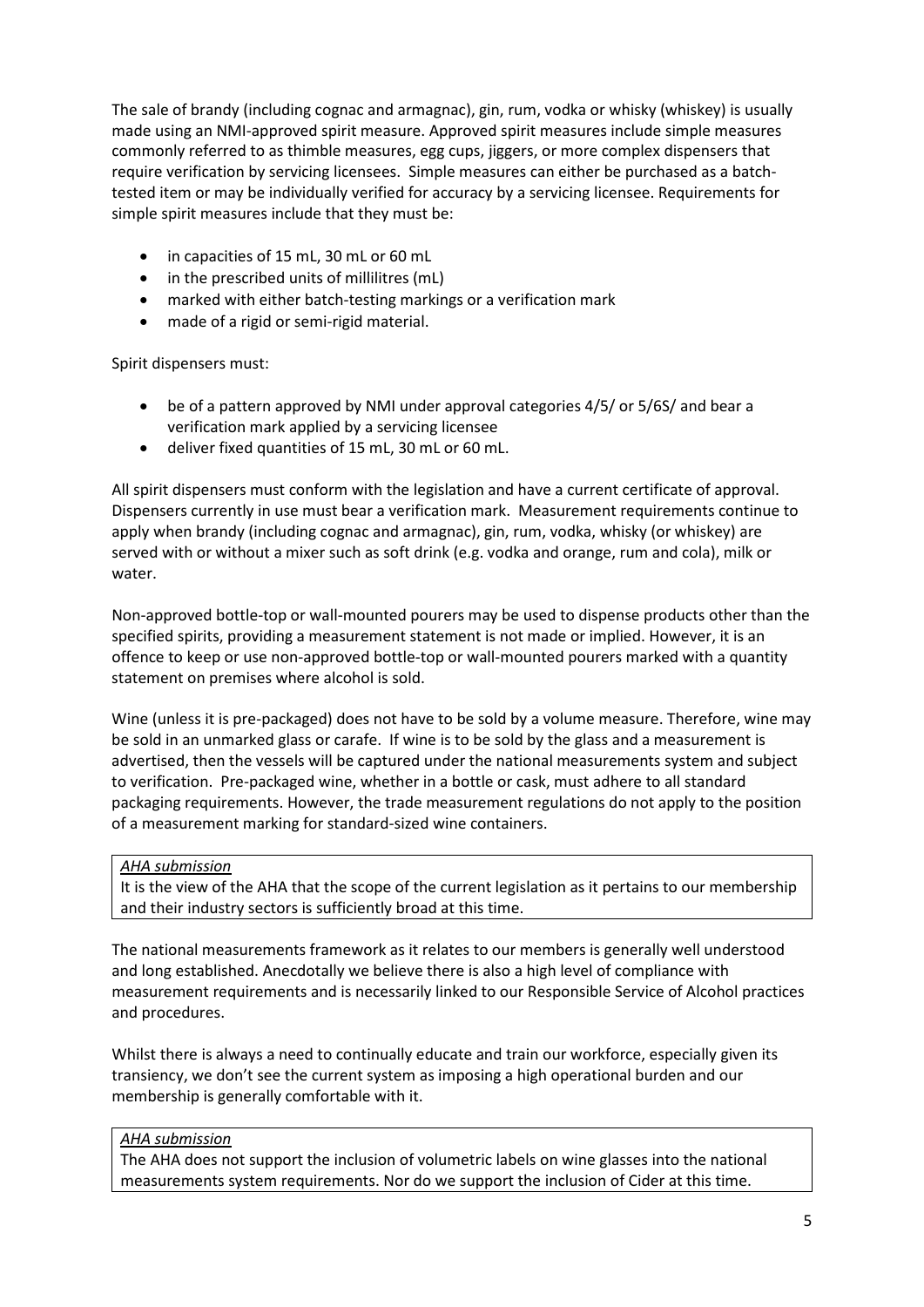The sale of brandy (including cognac and armagnac), gin, rum, vodka or whisky (whiskey) is usually made using an NMI-approved spirit measure. Approved spirit measures include simple measures commonly referred to as thimble measures, egg cups, jiggers, or more complex dispensers that require verification by servicing licensees. Simple measures can either be purchased as a batch-tested item or may be individually verified for accuracy by a servicing licensee. Requirements for simple spirit measures include that they must be:

- in capacities of 15 mL, 30 mL or 60 mL
- in the prescribed units of millilitres (mL)
- marked with either batch-testing markings or a verification mark
- made of a rigid or semi-rigid material.

Spirit dispensers must:

- be of a pattern approved by NMI under approval categories 4/5/ or 5/6S/ and bear a verification mark applied by a servicing licensee
- deliver fixed quantities of 15 mL, 30 mL or 60 mL.

All spirit dispensers must conform with the legislation and have a current certificate of approval. Dispensers currently in use must bear a verification mark. Measurement requirements continue to apply when brandy (including cognac and armagnac), gin, rum, vodka, whisky (or whiskey) are served with or without a mixer such as soft drink (e.g. vodka and orange, rum and cola), milk or water.

Non-approved bottle-top or wall-mounted pourers may be used to dispense products other than the specified spirits, providing a measurement statement is not made or implied. However, it is an offence to keep or use non-approved bottle-top or wall-mounted pourers marked with a quantity statement on premises where alcohol is sold.

Wine (unless it is pre-packaged) does not have to be sold by a volume measure. Therefore, wine may be sold in an unmarked glass or carafe. If wine is to be sold by the glass and a measurement is advertised, then the vessels will be captured under the national measurements system and subject to verification. Pre-packaged wine, whether in a bottle or cask, must adhere to all standard packaging requirements. However, the trade measurement regulations do not apply to the position of a measurement marking for standard-sized wine containers.

> *AHA submission*
>
> It is the view of the AHA that the scope of the current legislation as it pertains to our membership and their industry sectors is sufficiently broad at this time.

The national measurements framework as it relates to our members is generally well understood and long established. Anecdotally we believe there is also a high level of compliance with measurement requirements and is necessarily linked to our Responsible Service of Alcohol practices and procedures.

Whilst there is always a need to continually educate and train our workforce, especially given its transiency, we don't see the current system as imposing a high operational burden and our membership is generally comfortable with it.

> *AHA submission*
>
> The AHA does not support the inclusion of volumetric labels on wine glasses into the national measurements system requirements. Nor do we support the inclusion of Cider at this time.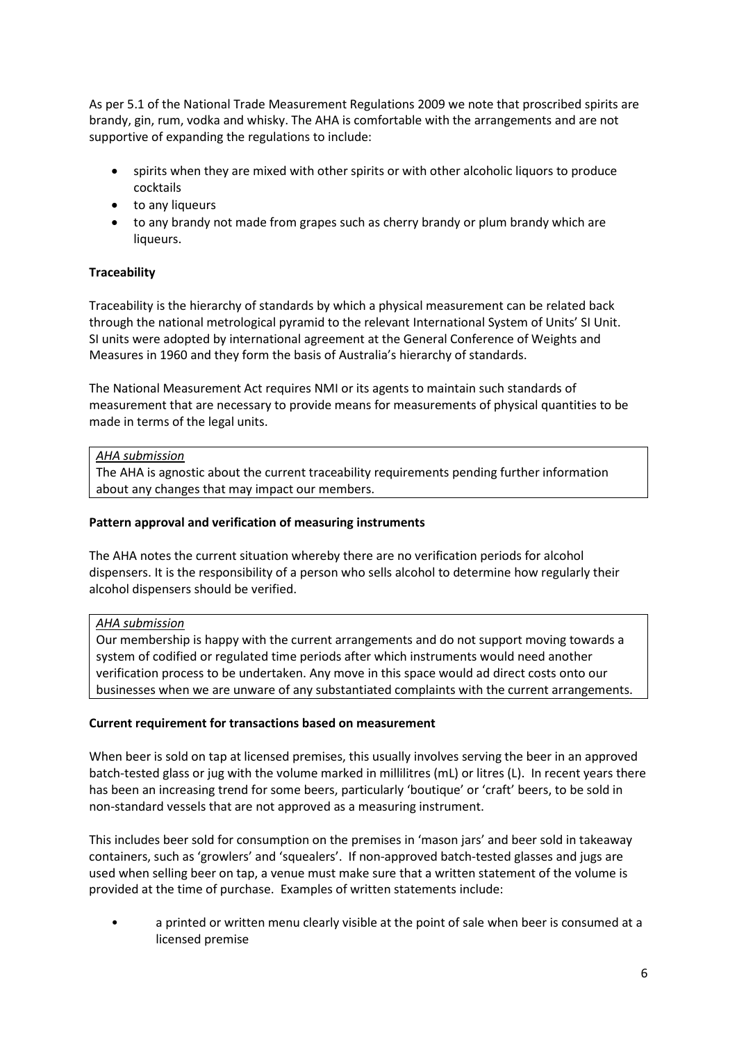As per 5.1 of the National Trade Measurement Regulations 2009 we note that proscribed spirits are brandy, gin, rum, vodka and whisky. The AHA is comfortable with the arrangements and are not supportive of expanding the regulations to include:

- spirits when they are mixed with other spirits or with other alcoholic liquors to produce cocktails
- to any liqueurs
- to any brandy not made from grapes such as cherry brandy or plum brandy which are liqueurs.

**Traceability**

Traceability is the hierarchy of standards by which a physical measurement can be related back through the national metrological pyramid to the relevant International System of Units' SI Unit. SI units were adopted by international agreement at the General Conference of Weights and Measures in 1960 and they form the basis of Australia's hierarchy of standards.

The National Measurement Act requires NMI or its agents to maintain such standards of measurement that are necessary to provide means for measurements of physical quantities to be made in terms of the legal units.

> *AHA submission*
> The AHA is agnostic about the current traceability requirements pending further information about any changes that may impact our members.

**Pattern approval and verification of measuring instruments**

The AHA notes the current situation whereby there are no verification periods for alcohol dispensers. It is the responsibility of a person who sells alcohol to determine how regularly their alcohol dispensers should be verified.

> *AHA submission*
> Our membership is happy with the current arrangements and do not support moving towards a system of codified or regulated time periods after which instruments would need another verification process to be undertaken. Any move in this space would ad direct costs onto our businesses when we are unaware of any substantiated complaints with the current arrangements.

**Current requirement for transactions based on measurement**

When beer is sold on tap at licensed premises, this usually involves serving the beer in an approved batch-tested glass or jug with the volume marked in millilitres (mL) or litres (L). In recent years there has been an increasing trend for some beers, particularly 'boutique' or 'craft' beers, to be sold in non-standard vessels that are not approved as a measuring instrument.

This includes beer sold for consumption on the premises in 'mason jars' and beer sold in takeaway containers, such as 'growlers' and 'squealers'. If non-approved batch-tested glasses and jugs are used when selling beer on tap, a venue must make sure that a written statement of the volume is provided at the time of purchase. Examples of written statements include:

- a printed or written menu clearly visible at the point of sale when beer is consumed at a licensed premise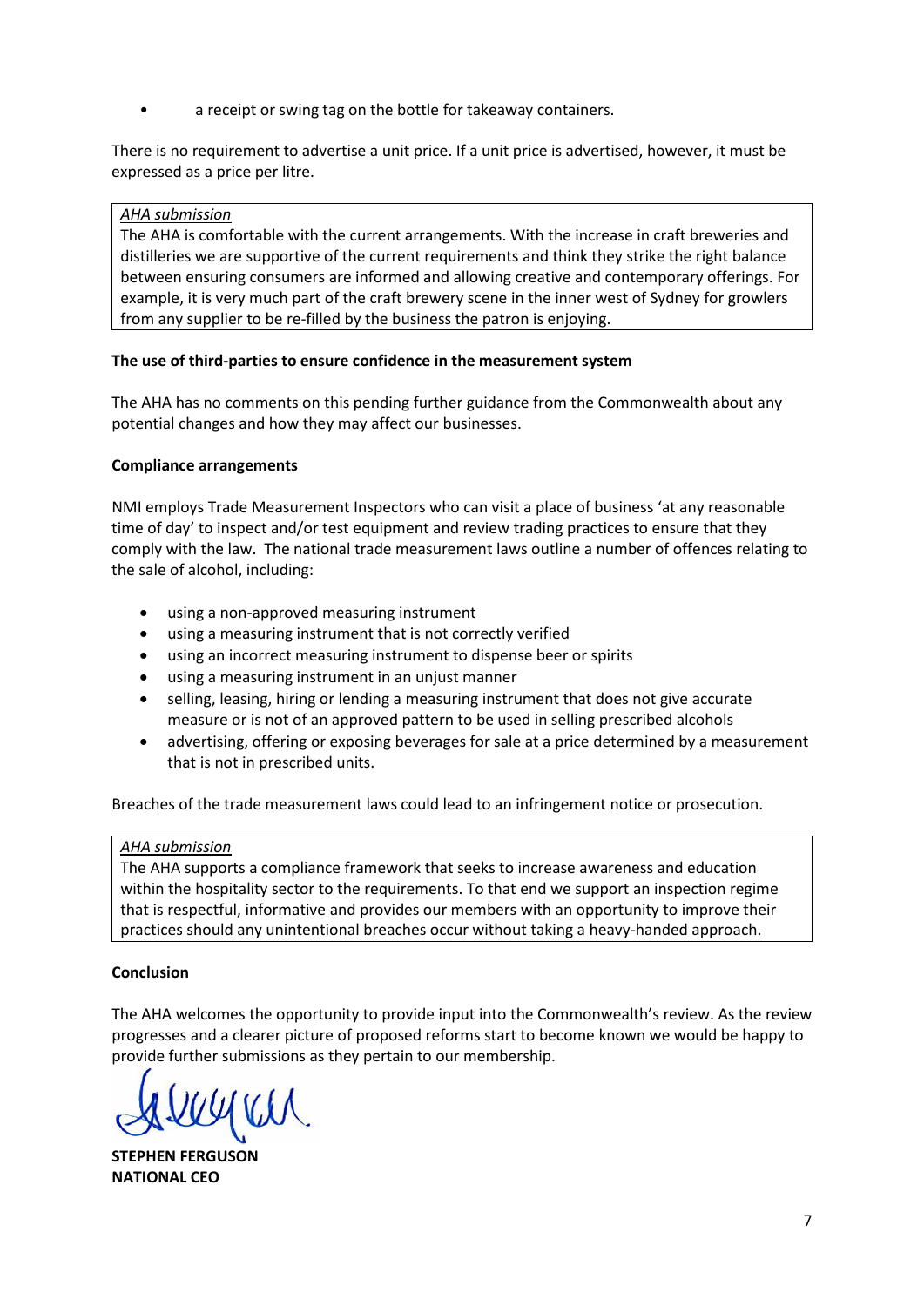- a receipt or swing tag on the bottle for takeaway containers.

There is no requirement to advertise a unit price. If a unit price is advertised, however, it must be expressed as a price per litre.

> *AHA submission*
> The AHA is comfortable with the current arrangements. With the increase in craft breweries and distilleries we are supportive of the current requirements and think they strike the right balance between ensuring consumers are informed and allowing creative and contemporary offerings. For example, it is very much part of the craft brewery scene in the inner west of Sydney for growlers from any supplier to be re-filled by the business the patron is enjoying.

**The use of third-parties to ensure confidence in the measurement system**

The AHA has no comments on this pending further guidance from the Commonwealth about any potential changes and how they may affect our businesses.

**Compliance arrangements**

NMI employs Trade Measurement Inspectors who can visit a place of business 'at any reasonable time of day' to inspect and/or test equipment and review trading practices to ensure that they comply with the law. The national trade measurement laws outline a number of offences relating to the sale of alcohol, including:

- using a non-approved measuring instrument
- using a measuring instrument that is not correctly verified
- using an incorrect measuring instrument to dispense beer or spirits
- using a measuring instrument in an unjust manner
- selling, leasing, hiring or lending a measuring instrument that does not give accurate measure or is not of an approved pattern to be used in selling prescribed alcohols
- advertising, offering or exposing beverages for sale at a price determined by a measurement that is not in prescribed units.

Breaches of the trade measurement laws could lead to an infringement notice or prosecution.

> *AHA submission*
> The AHA supports a compliance framework that seeks to increase awareness and education within the hospitality sector to the requirements. To that end we support an inspection regime that is respectful, informative and provides our members with an opportunity to improve their practices should any unintentional breaches occur without taking a heavy-handed approach.

**Conclusion**

The AHA welcomes the opportunity to provide input into the Commonwealth's review. As the review progresses and a clearer picture of proposed reforms start to become known we would be happy to provide further submissions as they pertain to our membership.

**STEPHEN FERGUSON**
**NATIONAL CEO**